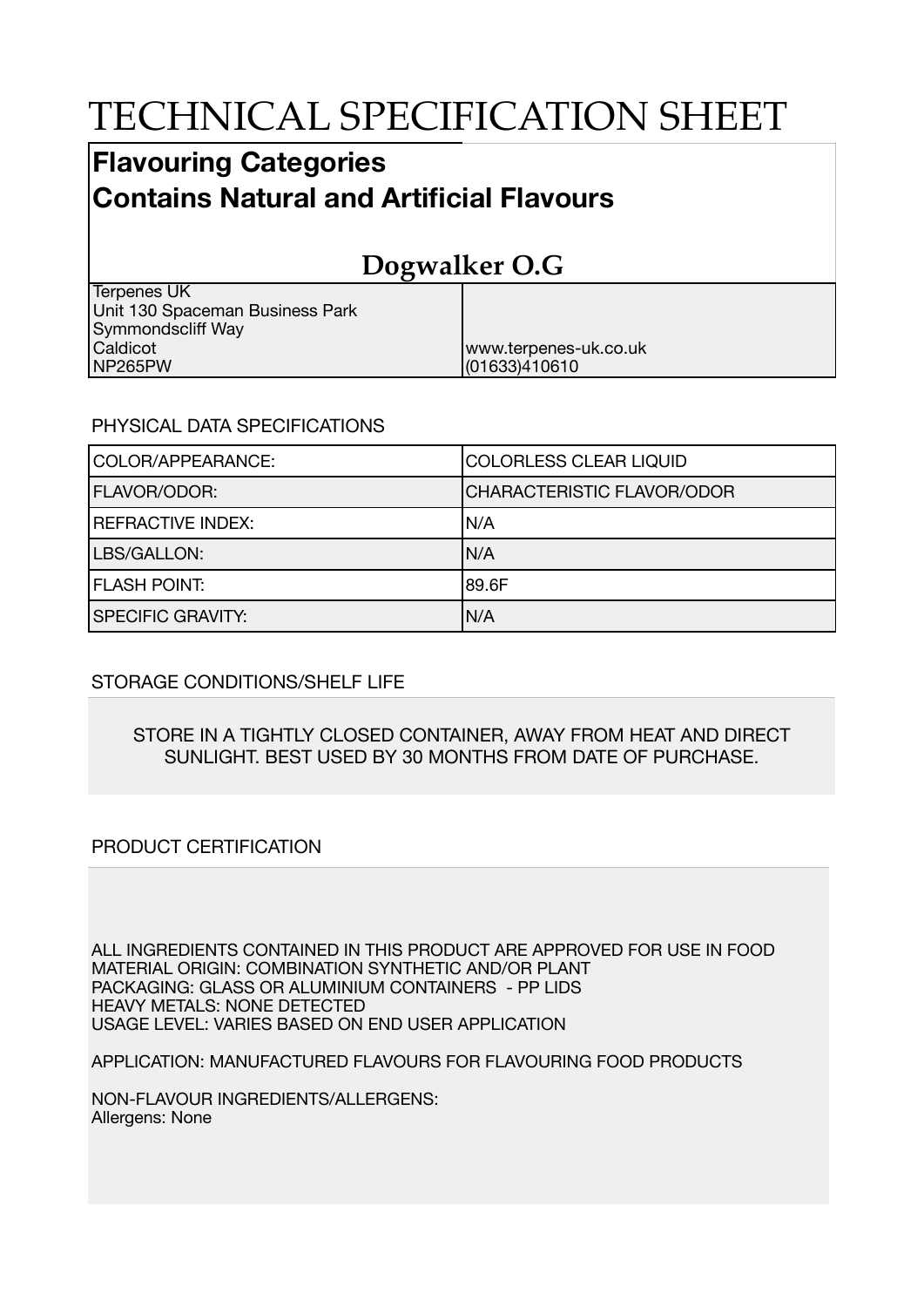# TECHNICAL SPECIFICATION SHEET

## Flavouring Categories
## Contains Natural and Artificial Flavours

## Dogwalker O.G

| | |
|---|---|
| Terpenes UK<br>Unit 130 Spaceman Business Park<br>Symmondscliff Way<br>Caldicot<br>NP265PW | www.terpenes-uk.co.uk<br>(01633)410610 |

PHYSICAL DATA SPECIFICATIONS

| | |
|---|---|
| COLOR/APPEARANCE: | COLORLESS CLEAR LIQUID |
| FLAVOR/ODOR: | CHARACTERISTIC FLAVOR/ODOR |
| REFRACTIVE INDEX: | N/A |
| LBS/GALLON: | N/A |
| FLASH POINT: | 89.6F |
| SPECIFIC GRAVITY: | N/A |

STORAGE CONDITIONS/SHELF LIFE

STORE IN A TIGHTLY CLOSED CONTAINER, AWAY FROM HEAT AND DIRECT SUNLIGHT. BEST USED BY 30 MONTHS FROM DATE OF PURCHASE.

PRODUCT CERTIFICATION

ALL INGREDIENTS CONTAINED IN THIS PRODUCT ARE APPROVED FOR USE IN FOOD
MATERIAL ORIGIN: COMBINATION SYNTHETIC AND/OR PLANT
PACKAGING: GLASS OR ALUMINIUM CONTAINERS - PP LIDS
HEAVY METALS: NONE DETECTED
USAGE LEVEL: VARIES BASED ON END USER APPLICATION

APPLICATION: MANUFACTURED FLAVOURS FOR FLAVOURING FOOD PRODUCTS

NON-FLAVOUR INGREDIENTS/ALLERGENS:
Allergens: None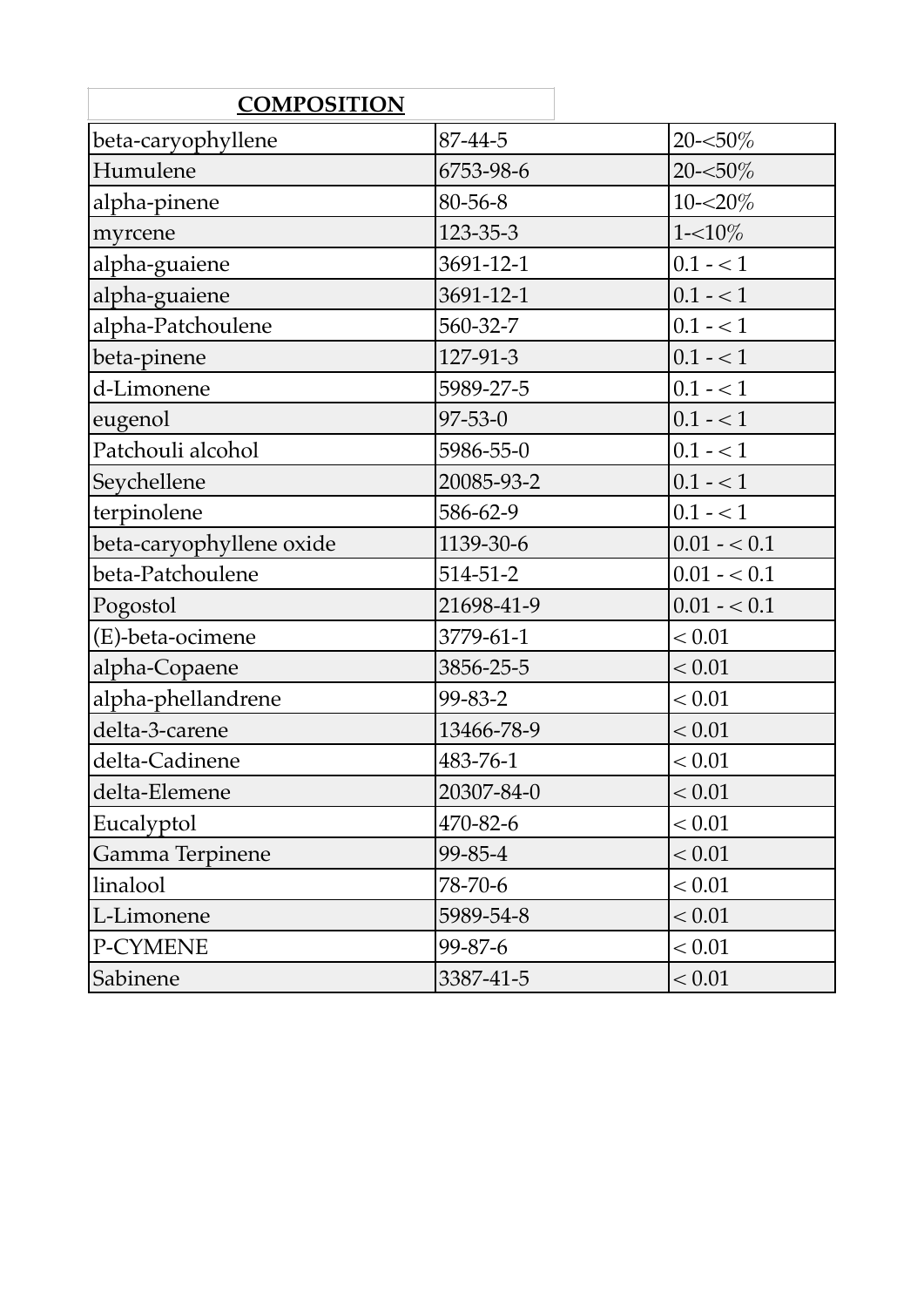## COMPOSITION

| | | |
|---|---|---|
| beta-caryophyllene | 87-44-5 | 20-<50% |
| Humulene | 6753-98-6 | 20-<50% |
| alpha-pinene | 80-56-8 | 10-<20% |
| myrcene | 123-35-3 | 1-<10% |
| alpha-guaiene | 3691-12-1 | 0.1 - < 1 |
| alpha-guaiene | 3691-12-1 | 0.1 - < 1 |
| alpha-Patchoulene | 560-32-7 | 0.1 - < 1 |
| beta-pinene | 127-91-3 | 0.1 - < 1 |
| d-Limonene | 5989-27-5 | 0.1 - < 1 |
| eugenol | 97-53-0 | 0.1 - < 1 |
| Patchouli alcohol | 5986-55-0 | 0.1 - < 1 |
| Seychellene | 20085-93-2 | 0.1 - < 1 |
| terpinolene | 586-62-9 | 0.1 - < 1 |
| beta-caryophyllene oxide | 1139-30-6 | 0.01 - < 0.1 |
| beta-Patchoulene | 514-51-2 | 0.01 - < 0.1 |
| Pogostol | 21698-41-9 | 0.01 - < 0.1 |
| (E)-beta-ocimene | 3779-61-1 | < 0.01 |
| alpha-Copaene | 3856-25-5 | < 0.01 |
| alpha-phellandrene | 99-83-2 | < 0.01 |
| delta-3-carene | 13466-78-9 | < 0.01 |
| delta-Cadinene | 483-76-1 | < 0.01 |
| delta-Elemene | 20307-84-0 | < 0.01 |
| Eucalyptol | 470-82-6 | < 0.01 |
| Gamma Terpinene | 99-85-4 | < 0.01 |
| linalool | 78-70-6 | < 0.01 |
| L-Limonene | 5989-54-8 | < 0.01 |
| P-CYMENE | 99-87-6 | < 0.01 |
| Sabinene | 3387-41-5 | < 0.01 |